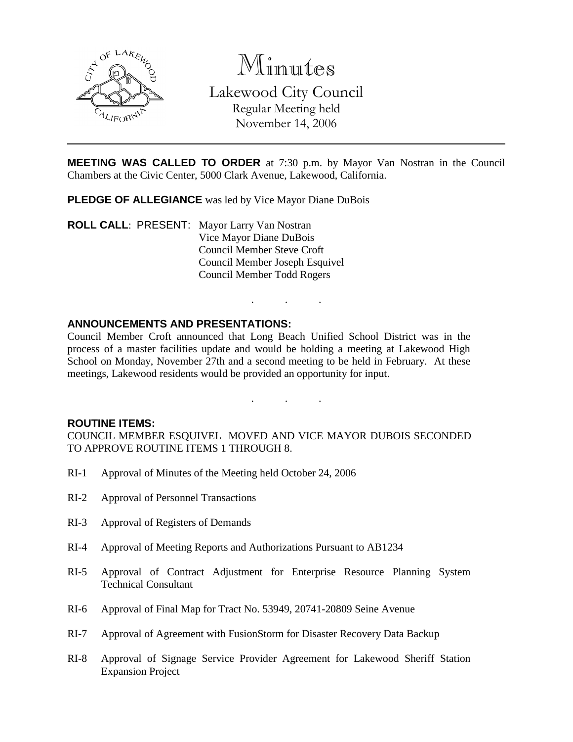# Minutes

## Lakewood City Council

Regular Meeting held
November 14, 2006

**MEETING WAS CALLED TO ORDER** at 7:30 p.m. by Mayor Van Nostran in the Council Chambers at the Civic Center, 5000 Clark Avenue, Lakewood, California.

**PLEDGE OF ALLEGIANCE** was led by Vice Mayor Diane DuBois

**ROLL CALL**: PRESENT: Mayor Larry Van Nostran
Vice Mayor Diane DuBois
Council Member Steve Croft
Council Member Joseph Esquivel
Council Member Todd Rogers

. . .

**ANNOUNCEMENTS AND PRESENTATIONS:**

Council Member Croft announced that Long Beach Unified School District was in the process of a master facilities update and would be holding a meeting at Lakewood High School on Monday, November 27th and a second meeting to be held in February. At these meetings, Lakewood residents would be provided an opportunity for input.

. . .

**ROUTINE ITEMS:**

COUNCIL MEMBER ESQUIVEL MOVED AND VICE MAYOR DUBOIS SECONDED TO APPROVE ROUTINE ITEMS 1 THROUGH 8.

RI-1 Approval of Minutes of the Meeting held October 24, 2006

RI-2 Approval of Personnel Transactions

RI-3 Approval of Registers of Demands

RI-4 Approval of Meeting Reports and Authorizations Pursuant to AB1234

RI-5 Approval of Contract Adjustment for Enterprise Resource Planning System Technical Consultant

RI-6 Approval of Final Map for Tract No. 53949, 20741-20809 Seine Avenue

RI-7 Approval of Agreement with FusionStorm for Disaster Recovery Data Backup

RI-8 Approval of Signage Service Provider Agreement for Lakewood Sheriff Station Expansion Project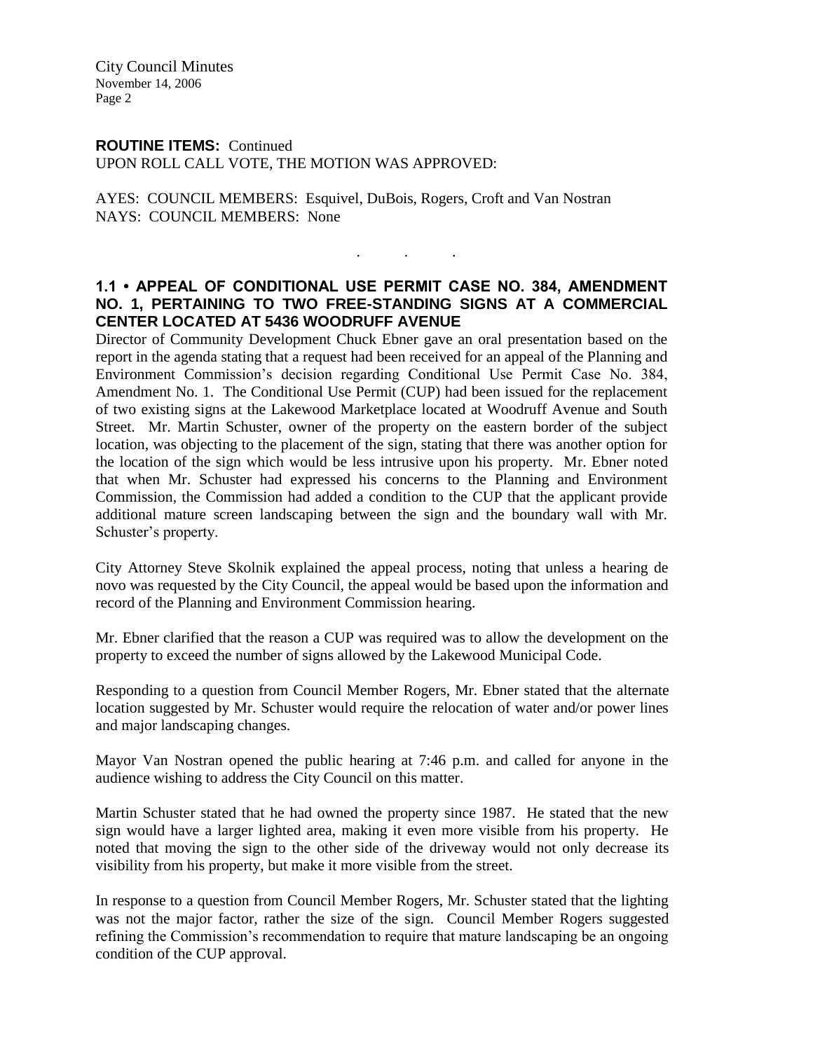**ROUTINE ITEMS:** Continued
UPON ROLL CALL VOTE, THE MOTION WAS APPROVED:

AYES: COUNCIL MEMBERS: Esquivel, DuBois, Rogers, Croft and Van Nostran
NAYS: COUNCIL MEMBERS: None

. . .

**1.1 • APPEAL OF CONDITIONAL USE PERMIT CASE NO. 384, AMENDMENT NO. 1, PERTAINING TO TWO FREE-STANDING SIGNS AT A COMMERCIAL CENTER LOCATED AT 5436 WOODRUFF AVENUE**

Director of Community Development Chuck Ebner gave an oral presentation based on the report in the agenda stating that a request had been received for an appeal of the Planning and Environment Commission's decision regarding Conditional Use Permit Case No. 384, Amendment No. 1. The Conditional Use Permit (CUP) had been issued for the replacement of two existing signs at the Lakewood Marketplace located at Woodruff Avenue and South Street. Mr. Martin Schuster, owner of the property on the eastern border of the subject location, was objecting to the placement of the sign, stating that there was another option for the location of the sign which would be less intrusive upon his property. Mr. Ebner noted that when Mr. Schuster had expressed his concerns to the Planning and Environment Commission, the Commission had added a condition to the CUP that the applicant provide additional mature screen landscaping between the sign and the boundary wall with Mr. Schuster's property.

City Attorney Steve Skolnik explained the appeal process, noting that unless a hearing de novo was requested by the City Council, the appeal would be based upon the information and record of the Planning and Environment Commission hearing.

Mr. Ebner clarified that the reason a CUP was required was to allow the development on the property to exceed the number of signs allowed by the Lakewood Municipal Code.

Responding to a question from Council Member Rogers, Mr. Ebner stated that the alternate location suggested by Mr. Schuster would require the relocation of water and/or power lines and major landscaping changes.

Mayor Van Nostran opened the public hearing at 7:46 p.m. and called for anyone in the audience wishing to address the City Council on this matter.

Martin Schuster stated that he had owned the property since 1987. He stated that the new sign would have a larger lighted area, making it even more visible from his property. He noted that moving the sign to the other side of the driveway would not only decrease its visibility from his property, but make it more visible from the street.

In response to a question from Council Member Rogers, Mr. Schuster stated that the lighting was not the major factor, rather the size of the sign. Council Member Rogers suggested refining the Commission's recommendation to require that mature landscaping be an ongoing condition of the CUP approval.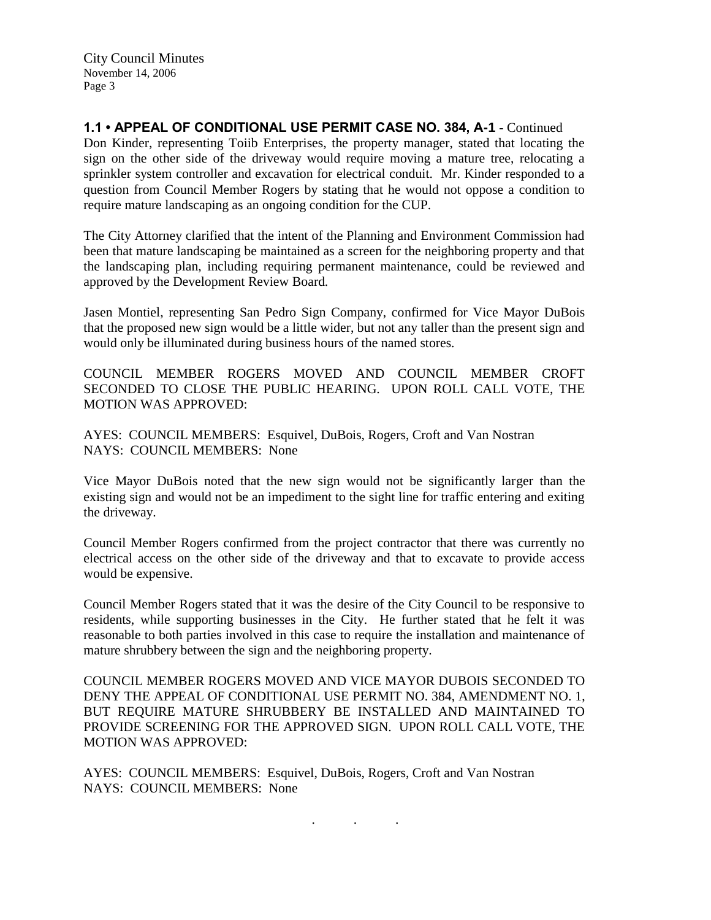### **1.1 • APPEAL OF CONDITIONAL USE PERMIT CASE NO. 384, A-1** - Continued

Don Kinder, representing Toiib Enterprises, the property manager, stated that locating the sign on the other side of the driveway would require moving a mature tree, relocating a sprinkler system controller and excavation for electrical conduit. Mr. Kinder responded to a question from Council Member Rogers by stating that he would not oppose a condition to require mature landscaping as an ongoing condition for the CUP.

The City Attorney clarified that the intent of the Planning and Environment Commission had been that mature landscaping be maintained as a screen for the neighboring property and that the landscaping plan, including requiring permanent maintenance, could be reviewed and approved by the Development Review Board.

Jasen Montiel, representing San Pedro Sign Company, confirmed for Vice Mayor DuBois that the proposed new sign would be a little wider, but not any taller than the present sign and would only be illuminated during business hours of the named stores.

COUNCIL MEMBER ROGERS MOVED AND COUNCIL MEMBER CROFT SECONDED TO CLOSE THE PUBLIC HEARING. UPON ROLL CALL VOTE, THE MOTION WAS APPROVED:

AYES: COUNCIL MEMBERS: Esquivel, DuBois, Rogers, Croft and Van Nostran
NAYS: COUNCIL MEMBERS: None

Vice Mayor DuBois noted that the new sign would not be significantly larger than the existing sign and would not be an impediment to the sight line for traffic entering and exiting the driveway.

Council Member Rogers confirmed from the project contractor that there was currently no electrical access on the other side of the driveway and that to excavate to provide access would be expensive.

Council Member Rogers stated that it was the desire of the City Council to be responsive to residents, while supporting businesses in the City. He further stated that he felt it was reasonable to both parties involved in this case to require the installation and maintenance of mature shrubbery between the sign and the neighboring property.

COUNCIL MEMBER ROGERS MOVED AND VICE MAYOR DUBOIS SECONDED TO DENY THE APPEAL OF CONDITIONAL USE PERMIT NO. 384, AMENDMENT NO. 1, BUT REQUIRE MATURE SHRUBBERY BE INSTALLED AND MAINTAINED TO PROVIDE SCREENING FOR THE APPROVED SIGN. UPON ROLL CALL VOTE, THE MOTION WAS APPROVED:

AYES: COUNCIL MEMBERS: Esquivel, DuBois, Rogers, Croft and Van Nostran
NAYS: COUNCIL MEMBERS: None

. . .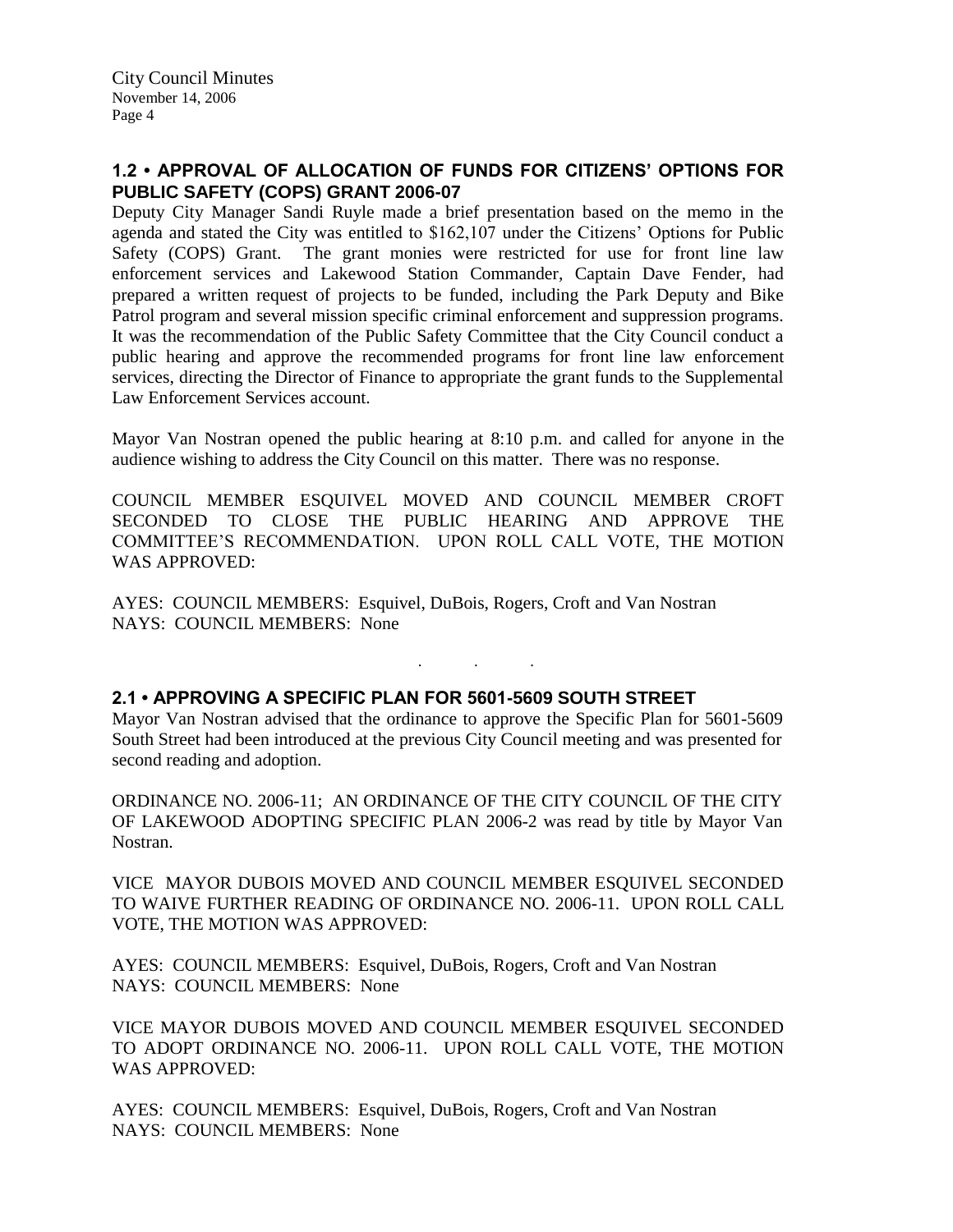## 1.2 • APPROVAL OF ALLOCATION OF FUNDS FOR CITIZENS' OPTIONS FOR PUBLIC SAFETY (COPS) GRANT 2006-07

Deputy City Manager Sandi Ruyle made a brief presentation based on the memo in the agenda and stated the City was entitled to $162,107 under the Citizens' Options for Public Safety (COPS) Grant. The grant monies were restricted for use for front line law enforcement services and Lakewood Station Commander, Captain Dave Fender, had prepared a written request of projects to be funded, including the Park Deputy and Bike Patrol program and several mission specific criminal enforcement and suppression programs. It was the recommendation of the Public Safety Committee that the City Council conduct a public hearing and approve the recommended programs for front line law enforcement services, directing the Director of Finance to appropriate the grant funds to the Supplemental Law Enforcement Services account.

Mayor Van Nostran opened the public hearing at 8:10 p.m. and called for anyone in the audience wishing to address the City Council on this matter. There was no response.

COUNCIL MEMBER ESQUIVEL MOVED AND COUNCIL MEMBER CROFT SECONDED TO CLOSE THE PUBLIC HEARING AND APPROVE THE COMMITTEE'S RECOMMENDATION. UPON ROLL CALL VOTE, THE MOTION WAS APPROVED:

AYES: COUNCIL MEMBERS: Esquivel, DuBois, Rogers, Croft and Van Nostran
NAYS: COUNCIL MEMBERS: None

. . .

## 2.1 • APPROVING A SPECIFIC PLAN FOR 5601-5609 SOUTH STREET

Mayor Van Nostran advised that the ordinance to approve the Specific Plan for 5601-5609 South Street had been introduced at the previous City Council meeting and was presented for second reading and adoption.

ORDINANCE NO. 2006-11; AN ORDINANCE OF THE CITY COUNCIL OF THE CITY OF LAKEWOOD ADOPTING SPECIFIC PLAN 2006-2 was read by title by Mayor Van Nostran.

VICE MAYOR DUBOIS MOVED AND COUNCIL MEMBER ESQUIVEL SECONDED TO WAIVE FURTHER READING OF ORDINANCE NO. 2006-11. UPON ROLL CALL VOTE, THE MOTION WAS APPROVED:

AYES: COUNCIL MEMBERS: Esquivel, DuBois, Rogers, Croft and Van Nostran
NAYS: COUNCIL MEMBERS: None

VICE MAYOR DUBOIS MOVED AND COUNCIL MEMBER ESQUIVEL SECONDED TO ADOPT ORDINANCE NO. 2006-11. UPON ROLL CALL VOTE, THE MOTION WAS APPROVED:

AYES: COUNCIL MEMBERS: Esquivel, DuBois, Rogers, Croft and Van Nostran
NAYS: COUNCIL MEMBERS: None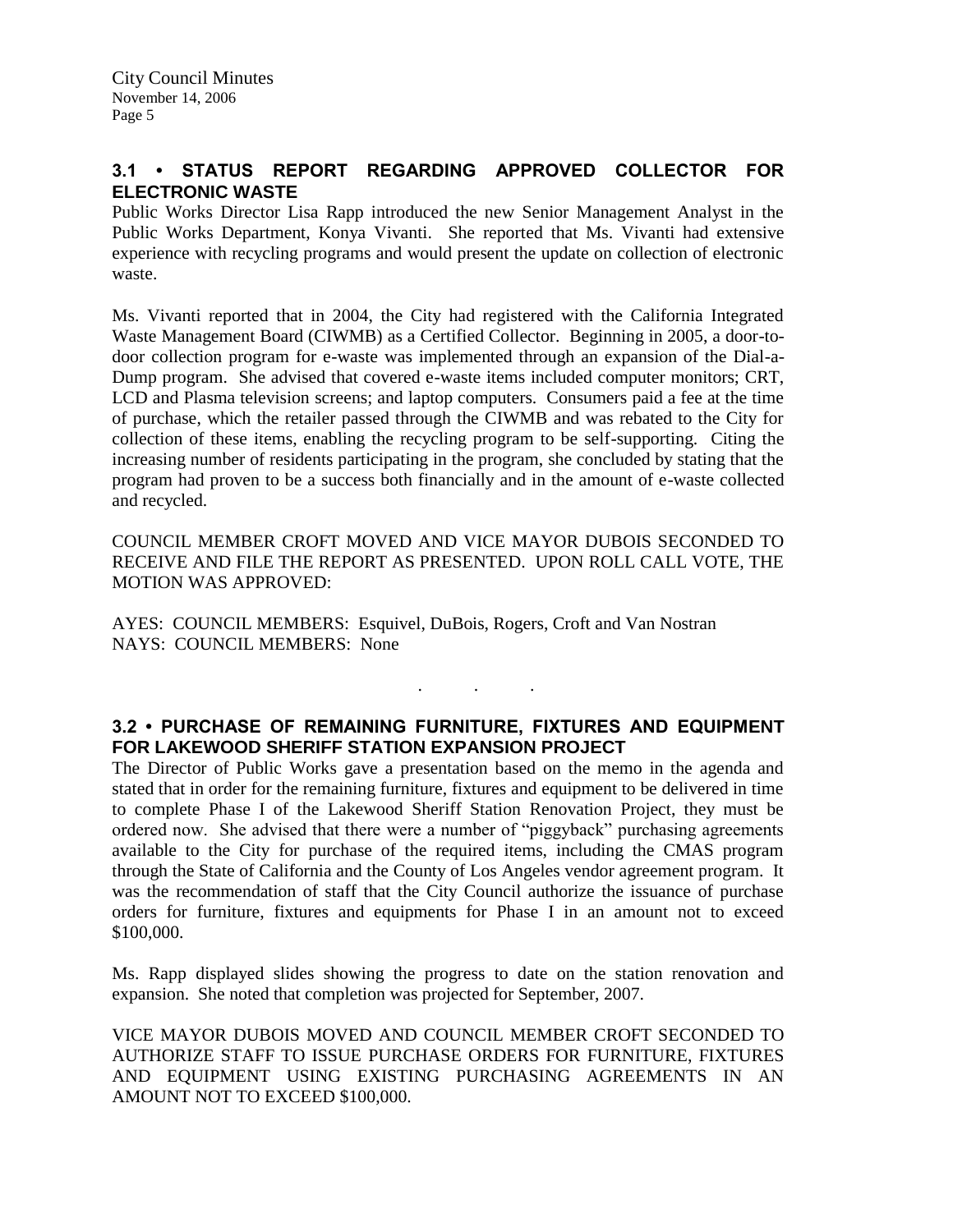### 3.1 • STATUS REPORT REGARDING APPROVED COLLECTOR FOR ELECTRONIC WASTE

Public Works Director Lisa Rapp introduced the new Senior Management Analyst in the Public Works Department, Konya Vivanti. She reported that Ms. Vivanti had extensive experience with recycling programs and would present the update on collection of electronic waste.

Ms. Vivanti reported that in 2004, the City had registered with the California Integrated Waste Management Board (CIWMB) as a Certified Collector. Beginning in 2005, a door-to-door collection program for e-waste was implemented through an expansion of the Dial-a-Dump program. She advised that covered e-waste items included computer monitors; CRT, LCD and Plasma television screens; and laptop computers. Consumers paid a fee at the time of purchase, which the retailer passed through the CIWMB and was rebated to the City for collection of these items, enabling the recycling program to be self-supporting. Citing the increasing number of residents participating in the program, she concluded by stating that the program had proven to be a success both financially and in the amount of e-waste collected and recycled.

COUNCIL MEMBER CROFT MOVED AND VICE MAYOR DUBOIS SECONDED TO RECEIVE AND FILE THE REPORT AS PRESENTED. UPON ROLL CALL VOTE, THE MOTION WAS APPROVED:

AYES: COUNCIL MEMBERS: Esquivel, DuBois, Rogers, Croft and Van Nostran
NAYS: COUNCIL MEMBERS: None

. . .

### 3.2 • PURCHASE OF REMAINING FURNITURE, FIXTURES AND EQUIPMENT FOR LAKEWOOD SHERIFF STATION EXPANSION PROJECT

The Director of Public Works gave a presentation based on the memo in the agenda and stated that in order for the remaining furniture, fixtures and equipment to be delivered in time to complete Phase I of the Lakewood Sheriff Station Renovation Project, they must be ordered now. She advised that there were a number of "piggyback" purchasing agreements available to the City for purchase of the required items, including the CMAS program through the State of California and the County of Los Angeles vendor agreement program. It was the recommendation of staff that the City Council authorize the issuance of purchase orders for furniture, fixtures and equipments for Phase I in an amount not to exceed \$100,000.

Ms. Rapp displayed slides showing the progress to date on the station renovation and expansion. She noted that completion was projected for September, 2007.

VICE MAYOR DUBOIS MOVED AND COUNCIL MEMBER CROFT SECONDED TO AUTHORIZE STAFF TO ISSUE PURCHASE ORDERS FOR FURNITURE, FIXTURES AND EQUIPMENT USING EXISTING PURCHASING AGREEMENTS IN AN AMOUNT NOT TO EXCEED \$100,000.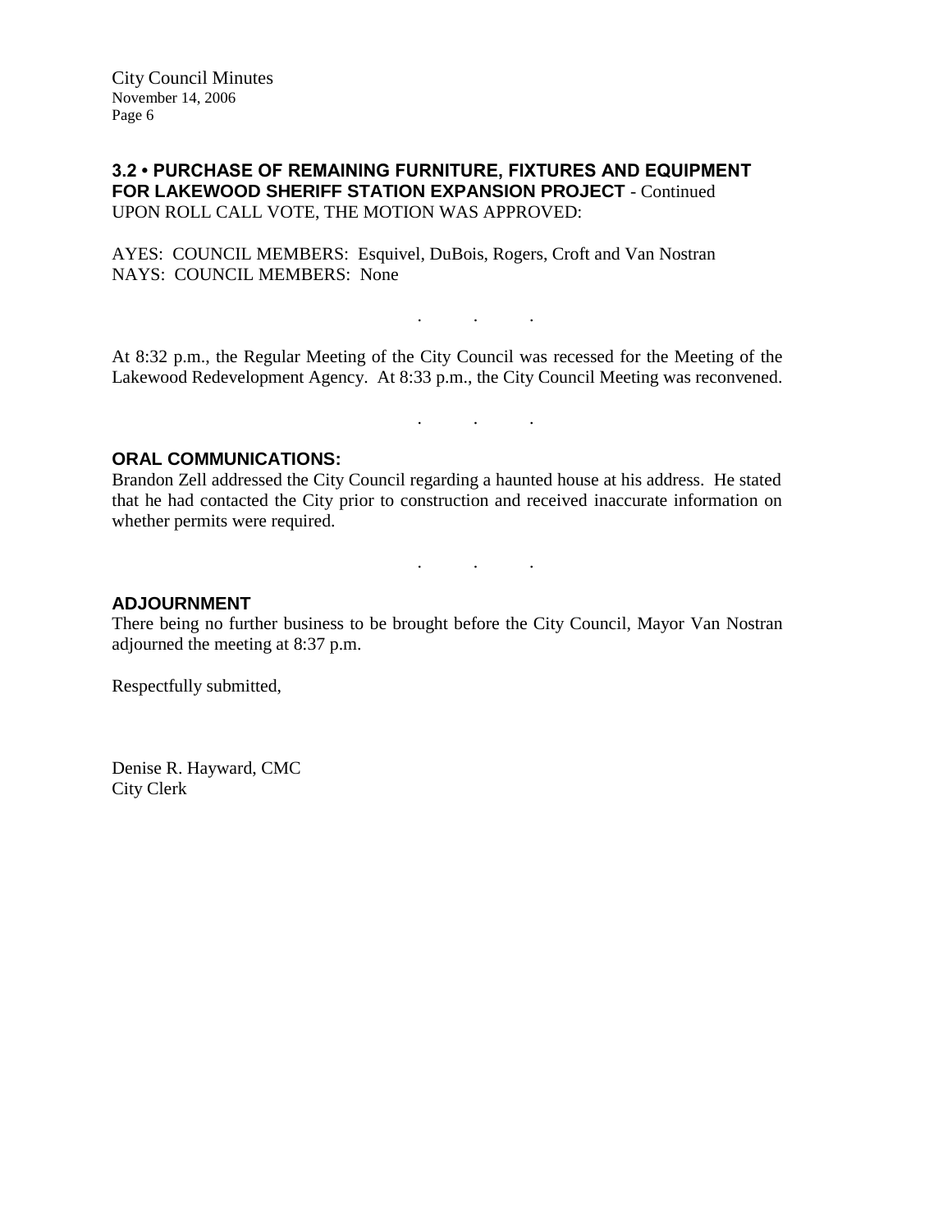### 3.2 • PURCHASE OF REMAINING FURNITURE, FIXTURES AND EQUIPMENT FOR LAKEWOOD SHERIFF STATION EXPANSION PROJECT - Continued

UPON ROLL CALL VOTE, THE MOTION WAS APPROVED:

AYES: COUNCIL MEMBERS: Esquivel, DuBois, Rogers, Croft and Van Nostran
NAYS: COUNCIL MEMBERS: None

. . .

At 8:32 p.m., the Regular Meeting of the City Council was recessed for the Meeting of the Lakewood Redevelopment Agency. At 8:33 p.m., the City Council Meeting was reconvened.

. . .

### ORAL COMMUNICATIONS:

Brandon Zell addressed the City Council regarding a haunted house at his address. He stated that he had contacted the City prior to construction and received inaccurate information on whether permits were required.

. . .

### ADJOURNMENT

There being no further business to be brought before the City Council, Mayor Van Nostran adjourned the meeting at 8:37 p.m.

Respectfully submitted,

Denise R. Hayward, CMC
City Clerk